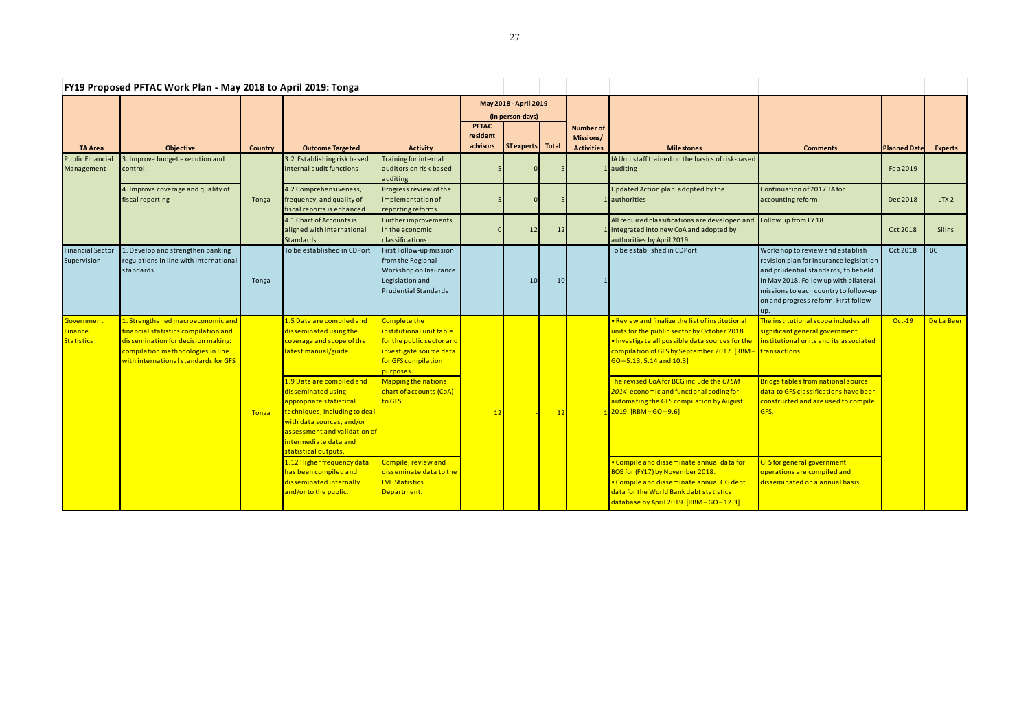## FY19 Proposed PFTAC Work Plan - May 2018 to April 2019: Tonga

| TA Area | Objective | Country | Outcome Targeted | Activity | May 2018 - April 2019 (in person-days) PFTAC resident advisors | ST experts | Total | Number of Missions/ Activities | Milestones | Comments | Planned Date | Experts |
|---|---|---|---|---|---|---|---|---|---|---|---|---|
| Public Financial Management | 3. Improve budget execution and control. | Tonga | 3.2 Establishing risk based internal audit functions | Training for internal auditors on risk-based auditing | 5 | 0 | 5 | 1 | IA Unit staff trained on the basics of risk-based auditing | | Feb 2019 | |
| | 4. Improve coverage and quality of fiscal reporting | | 4.2 Comprehensiveness, frequency, and quality of fiscal reports is enhanced | Progress review of the implementation of reporting reforms | 5 | 0 | 5 | 1 | Updated Action plan adopted by the authorities | Continuation of 2017 TA for accounting reform | Dec 2018 | LTX 2 |
| | | | 4.1 Chart of Accounts is aligned with International Standards | Further improvements in the economic classifications | 0 | 12 | 12 | 1 | All required classifications are developed and integrated into new CoA and adopted by authorities by April 2019. | Follow up from FY 18 | Oct 2018 | Silins |
| Financial Sector Supervision | 1. Develop and strengthen banking regulations in line with international standards | Tonga | To be established in CDPort | First Follow-up mission from the Regional Workshop on Insurance Legislation and Prudential Standards | - | 10 | 10 | 1 | To be established in CDPort | Workshop to review and establish revision plan for insurance legislation and prudential standards, to beheld in May 2018. Follow up with bilateral missions to each country to follow-up on and progress reform. First follow-up. | Oct 2018 | TBC |
| Government Finance Statistics | 1. Strengthened macroeconomic and financial statistics compilation and dissemination for decision making: compilation methodologies in line with international standards for GFS | Tonga | 1.5 Data are compiled and disseminated using the coverage and scope of the latest manual/guide. | Complete the institutional unit table for the public sector and investigate source data for GFS compilation purposes. | 12 | - | 12 | 1 | • Review and finalize the list of institutional units for the public sector by October 2018. • Investigate all possible data sources for the compilation of GFS by September 2017. [RBM – GO – 5.13, 5.14 and 10.3] | The institutional scope includes all significant general government institutional units and its associated transactions. | Oct-19 | De La Beer |
| | | | 1.9 Data are compiled and disseminated using appropriate statistical techniques, including to deal with data sources, and/or assessment and validation of intermediate data and statistical outputs. | Mapping the national chart of accounts (CoA) to GFS. | | | | | The revised CoA for BCG include the *GFSM 2014* economic and functional coding for automating the GFS compilation by August 2019. [RBM – GO – 9.6] | Bridge tables from national source data to GFS classifications have been constructed and are used to compile GFS. | | |
| | | | 1.12 Higher frequency data has been compiled and disseminated internally and/or to the public. | Compile, review and disseminate data to the IMF Statistics Department. | | | | | • Compile and disseminate annual data for BCG for (FY17) by November 2018. • Compile and disseminate annual GG debt data for the World Bank debt statistics database by April 2019. [RBM – GO – 12.3] | GFS for general government operations are compiled and disseminated on a annual basis. | | |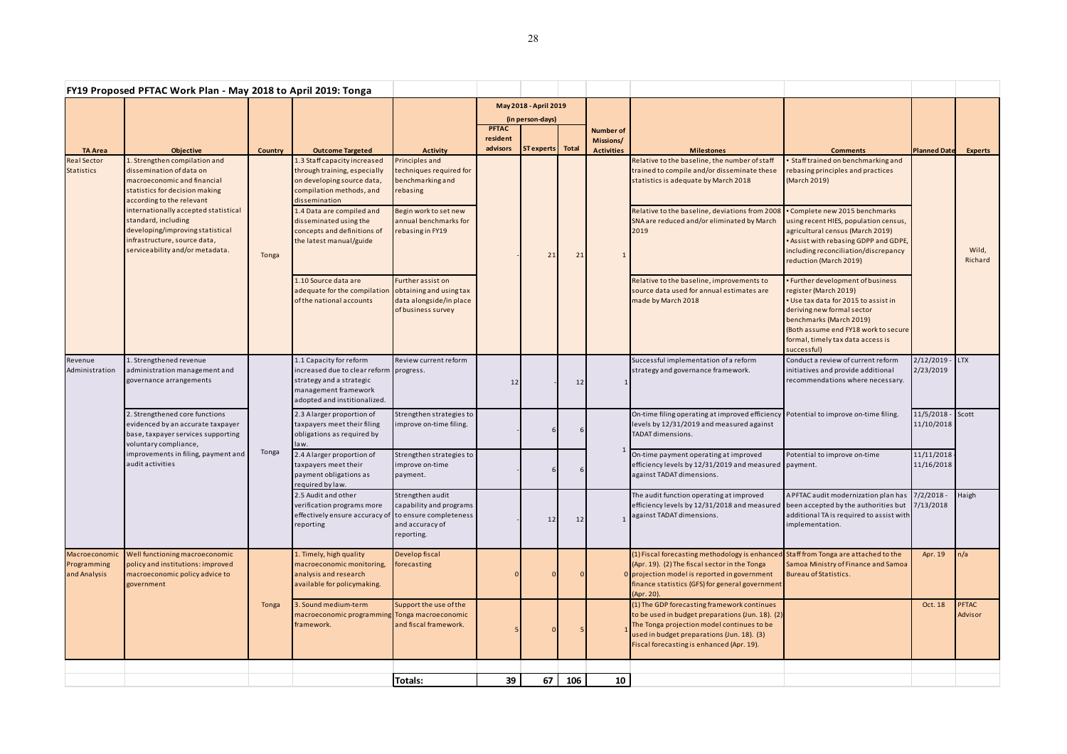## FY19 Proposed PFTAC Work Plan - May 2018 to April 2019: Tonga

| TA Area | Objective | Country | Outcome Targeted | Activity | May 2018 - April 2019 (in person-days) PFTAC resident advisors | ST experts | Total | Number of Missions/ Activities | Milestones | Comments | Planned Date | Experts |
|---|---|---|---|---|---|---|---|---|---|---|---|---|
| Real Sector Statistics | 1. Strengthen compilation and dissemination of data on macroeconomic and financial statistics for decision making according to the relevant internationally accepted statistical standard, including developing/improving statistical infrastructure, source data, serviceability and/or metadata. | Tonga | 1.3 Staff capacity increased through training, especially on developing source data, compilation methods, and dissemination | Principles and techniques required for benchmarking and rebasing | - | 21 | 21 | 1 | Relative to the baseline, the number of staff trained to compile and/or disseminate these statistics is adequate by March 2018 | • Staff trained on benchmarking and rebasing principles and practices (March 2019) | | Wild, Richard |
| | | | 1.4 Data are compiled and disseminated using the concepts and definitions of the latest manual/guide | Begin work to set new annual benchmarks for rebasing in FY19 | | | | | Relative to the baseline, deviations from 2008 SNA are reduced and/or eliminated by March 2019 | • Complete new 2015 benchmarks using recent HIES, population census, agricultural census (March 2019)<br>• Assist with rebasing GDPP and GDPE, including reconciliation/discrepancy reduction (March 2019) | | |
| | | | 1.10 Source data are adequate for the compilation of the national accounts | Further assist on obtaining and using tax data alongside/in place of business survey | | | | | Relative to the baseline, improvements to source data used for annual estimates are made by March 2018 | • Further development of business register (March 2019)<br>• Use tax data for 2015 to assist in deriving new formal sector benchmarks (March 2019)<br>(Both assume end FY18 work to secure formal, timely tax data access is successful) | | |
| Revenue Administration | 1. Strengthened revenue administration management and governance arrangements | Tonga | 1.1 Capacity for reform increased due to clear reform strategy and a strategic management framework adopted and institutionalized. | Review current reform progress. | 12 | - | 12 | 1 | Successful implementation of a reform strategy and governance framework. | Conduct a review of current reform initiatives and provide additional recommendations where necessary. | 2/12/2019 - 2/23/2019 | LTX |
| | 2. Strengthened core functions evidenced by an accurate taxpayer base, taxpayer services supporting voluntary compliance, improvements in filing, payment and audit activities | | 2.3 A larger proportion of taxpayers meet their filing obligations as required by law. | Strengthen strategies to improve on-time filing. | - | 6 | 6 | 1 | On-time filing operating at improved efficiency levels by 12/31/2019 and measured against TADAT dimensions. | Potential to improve on-time filing. | 11/5/2018 - 11/10/2018 | Scott |
| | | | 2.4 A larger proportion of taxpayers meet their payment obligations as required by law. | Strengthen strategies to improve on-time payment. | - | 6 | 6 | | On-time payment operating at improved efficiency levels by 12/31/2019 and measured against TADAT dimensions. | Potential to improve on-time payment. | 11/11/2018 - 11/16/2018 | |
| | | | 2.5 Audit and other verification programs more effectively ensure accuracy of reporting | Strengthen audit capability and programs to ensure completeness and accuracy of reporting. | | 12 | 12 | 1 | The audit function operating at improved efficiency levels by 12/31/2018 and measured against TADAT dimensions. | A PFTAC audit modernization plan has been accepted by the authorities but additional TA is required to assist with implementation. | 7/2/2018 - 7/13/2018 | Haigh |
| Macroeconomic Programming and Analysis | Well functioning macroeconomic policy and institutions: improved macroeconomic policy advice to government | Tonga | 1. Timely, high quality macroeconomic monitoring, analysis and research available for policymaking. | Develop fiscal forecasting | 0 | 0 | 0 | 0 | (1) Fiscal forecasting methodology is enhanced (Apr. 19). (2) The fiscal sector in the Tonga projection model is reported in government finance statistics (GFS) for general government (Apr. 20). | Staff from Tonga are attached to the Samoa Ministry of Finance and Samoa Bureau of Statistics. | Apr. 19 | n/a |
| | | | 3. Sound medium-term macroeconomic programming framework. | Support the use of the Tonga macroeconomic and fiscal framework. | 5 | 0 | 5 | 1 | (1) The GDP forecasting framework continues to be used in budget preparations (Jun. 18). (2) The Tonga projection model continues to be used in budget preparations (Jun. 18). (3) Fiscal forecasting is enhanced (Apr. 19). | | Oct. 18 | PFTAC Advisor |
| | | | | **Totals:** | **39** | **67** | **106** | **10** | | | | |